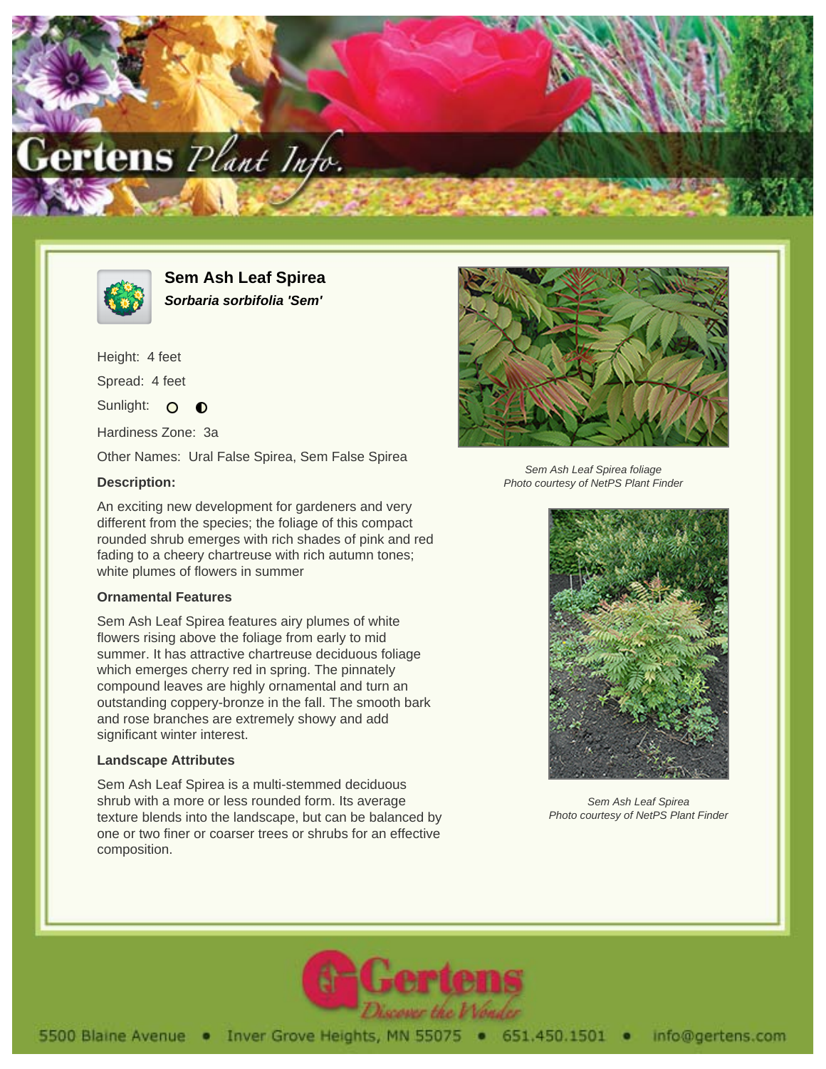# Sem Ash Leaf Spirea

***Sorbaria sorbifolia 'Sem'***

Height: 4 feet

Spread: 4 feet

Sunlight: ○ ◐

Hardiness Zone: 3a

Other Names: Ural False Spirea, Sem False Spirea

### Description:

An exciting new development for gardeners and very different from the species; the foliage of this compact rounded shrub emerges with rich shades of pink and red fading to a cheery chartreuse with rich autumn tones; white plumes of flowers in summer

### Ornamental Features

Sem Ash Leaf Spirea features airy plumes of white flowers rising above the foliage from early to mid summer. It has attractive chartreuse deciduous foliage which emerges cherry red in spring. The pinnately compound leaves are highly ornamental and turn an outstanding coppery-bronze in the fall. The smooth bark and rose branches are extremely showy and add significant winter interest.

### Landscape Attributes

Sem Ash Leaf Spirea is a multi-stemmed deciduous shrub with a more or less rounded form. Its average texture blends into the landscape, but can be balanced by one or two finer or coarser trees or shrubs for an effective composition.

*Sem Ash Leaf Spirea foliage*
*Photo courtesy of NetPS Plant Finder*

*Sem Ash Leaf Spirea*
*Photo courtesy of NetPS Plant Finder*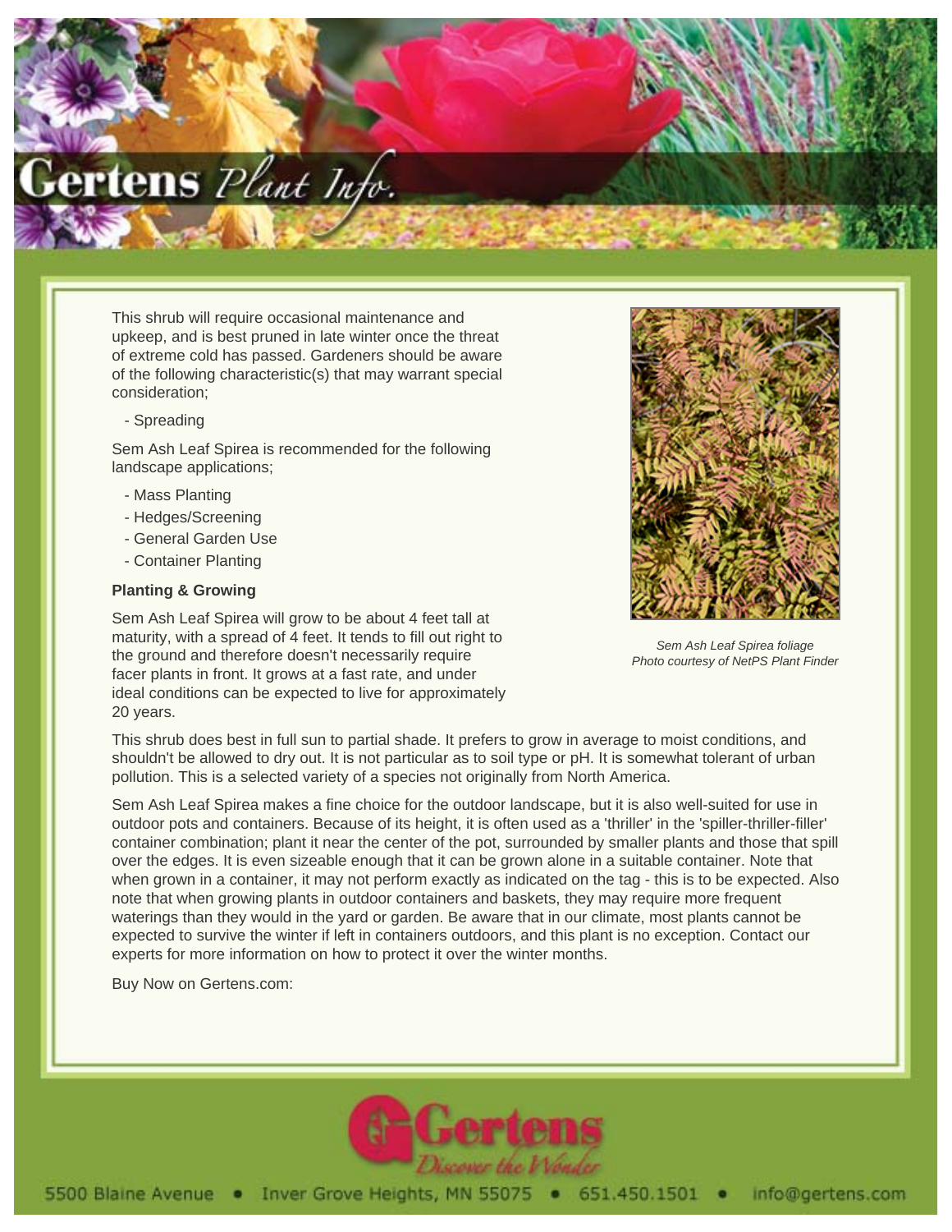This shrub will require occasional maintenance and upkeep, and is best pruned in late winter once the threat of extreme cold has passed. Gardeners should be aware of the following characteristic(s) that may warrant special consideration;

- Spreading

Sem Ash Leaf Spirea is recommended for the following landscape applications;

- Mass Planting
- Hedges/Screening
- General Garden Use
- Container Planting

*Sem Ash Leaf Spirea foliage*
*Photo courtesy of NetPS Plant Finder*

**Planting & Growing**

Sem Ash Leaf Spirea will grow to be about 4 feet tall at maturity, with a spread of 4 feet. It tends to fill out right to the ground and therefore doesn't necessarily require facer plants in front. It grows at a fast rate, and under ideal conditions can be expected to live for approximately 20 years.

This shrub does best in full sun to partial shade. It prefers to grow in average to moist conditions, and shouldn't be allowed to dry out. It is not particular as to soil type or pH. It is somewhat tolerant of urban pollution. This is a selected variety of a species not originally from North America.

Sem Ash Leaf Spirea makes a fine choice for the outdoor landscape, but it is also well-suited for use in outdoor pots and containers. Because of its height, it is often used as a 'thriller' in the 'spiller-thriller-filler' container combination; plant it near the center of the pot, surrounded by smaller plants and those that spill over the edges. It is even sizeable enough that it can be grown alone in a suitable container. Note that when grown in a container, it may not perform exactly as indicated on the tag - this is to be expected. Also note that when growing plants in outdoor containers and baskets, they may require more frequent waterings than they would in the yard or garden. Be aware that in our climate, most plants cannot be expected to survive the winter if left in containers outdoors, and this plant is no exception. Contact our experts for more information on how to protect it over the winter months.

Buy Now on Gertens.com: